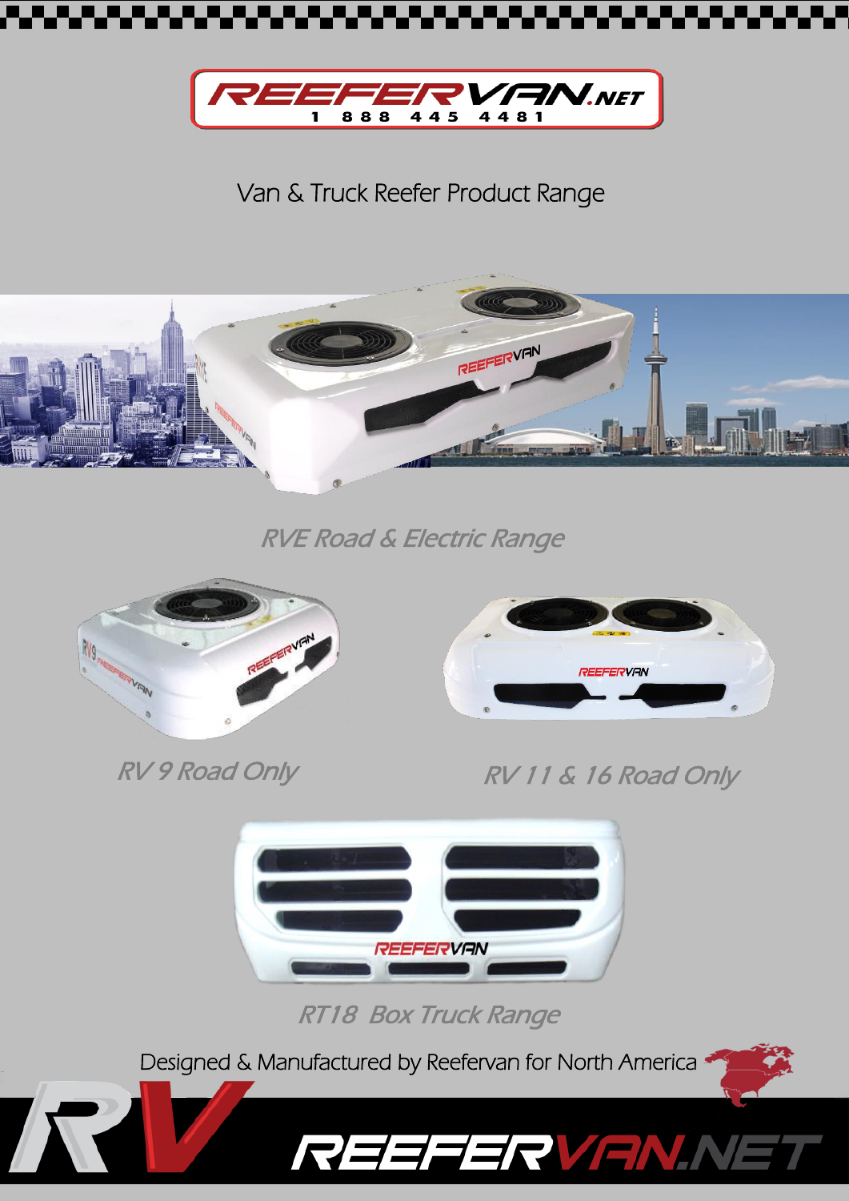REEFERVAN.NET

1 888 445 4481

# Van & Truck Reefer Product Range

*RVE Road & Electric Range*

*RV 9 Road Only*

*RV 11 & 16 Road Only*

*RT18 Box Truck Range*

Designed & Manufactured by Reefervan for North America

RV REEFERVAN.NET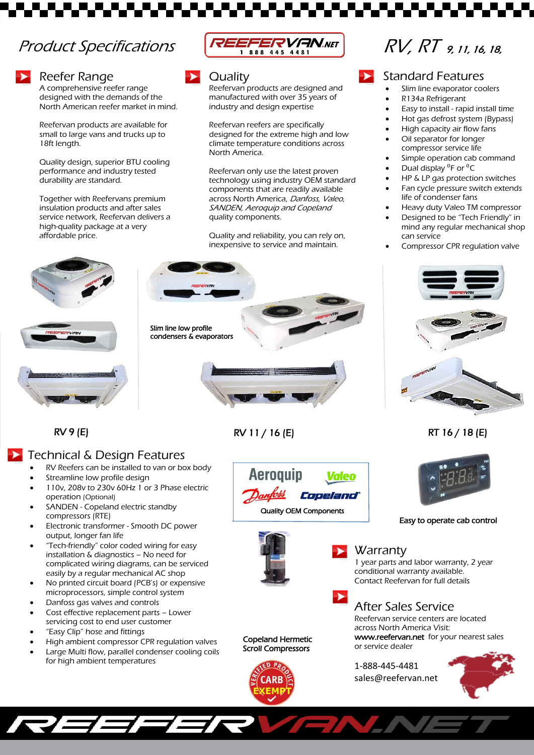# Product Specifications

REEFERVAN.NET
1 888 445 4481

# RV, RT 9, 11, 16, 18,

## Reefer Range

A comprehensive reefer range designed with the demands of the North American reefer market in mind.

Reefervan products are available for small to large vans and trucks up to 18ft length.

Quality design, superior BTU cooling performance and industry tested durability are standard.

Together with Reefervans premium insulation products and after sales service network, Reefervan delivers a high-quality package at a very affordable price.

## Quality

Reefervan products are designed and manufactured with over 35 years of industry and design expertise

Reefervan reefers are specifically designed for the extreme high and low climate temperature conditions across North America.

Reefervan only use the latest proven technology using industry OEM standard components that are readily available across North America, *Danfoss, Valeo, SANDEN, Aeroquip and Copeland* quality components.

Quality and reliability, you can rely on, inexpensive to service and maintain.

## Standard Features

- Slim line evaporator coolers
- R134a Refrigerant
- Easy to install - rapid install time
- Hot gas defrost system (Bypass)
- High capacity air flow fans
- Oil separator for longer compressor service life
- Simple operation cab command
- Dual display °F or °C
- HP & LP gas protection switches
- Fan cycle pressure switch extends life of condenser fans
- Heavy duty Valeo TM compressor
- Designed to be "Tech Friendly" in mind any regular mechanical shop can service
- Compressor CPR regulation valve

Slim line low profile condensers & evaporators

RV 9 (E)

RV 11 / 16 (E)

RT 16 / 18 (E)

## Technical & Design Features

- RV Reefers can be installed to van or box body
- Streamline low profile design
- 110v, 208v to 230v 60Hz 1 or 3 Phase electric operation (Optional)
- SANDEN - Copeland electric standby compressors (RTE)
- Electronic transformer - Smooth DC power output, longer fan life
- "Tech-friendly" color coded wiring for easy installation & diagnostics – No need for complicated wiring diagrams, can be serviced easily by a regular mechanical AC shop
- No printed circuit board (PCB's) or expensive microprocessors, simple control system
- Danfoss gas valves and controls
- Cost effective replacement parts – Lower servicing cost to end user customer
- "Easy Clip" hose and fittings
- High ambient compressor CPR regulation valves
- Large Multi flow, parallel condenser cooling coils for high ambient temperatures

Aeroquip Valeo Danfoss Copeland

Quality OEM Components

Easy to operate cab control

Copeland Hermetic Scroll Compressors

VERIFIED PRODUCT CARB EXEMPT

## Warranty

1 year parts and labor warranty, 2 year conditional warranty available. Contact Reefervan for full details

## After Sales Service

Reefervan service centers are located across North America Visit: **www.reefervan.net** for your nearest sales or service dealer

1-888-445-4481
sales@reefervan.net

REEFERVAN.NET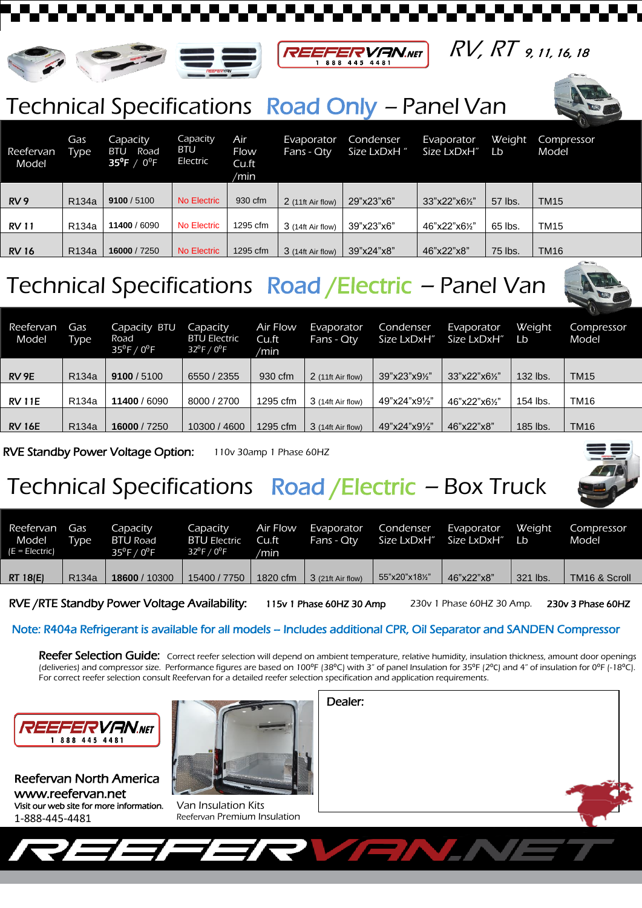REEFERVAN.NET 1 888 445 4481

RV, RT 9, 11, 16, 18

# Technical Specifications Road Only – Panel Van

| Reefervan Model | Gas Type | Capacity BTU Road 35°F / 0°F | Capacity BTU Electric | Air Flow Cu.ft /min | Evaporator Fans - Qty | Condenser Size LxDxH" | Evaporator Size LxDxH" | Weight Lb | Compressor Model |
|---|---|---|---|---|---|---|---|---|---|
| **RV 9** | R134a | **9100** / 5100 | No Electric | 930 cfm | 2 (11ft Air flow) | 29"x23"x6" | 33"x22"x6½" | 57 lbs. | TM15 |
| **RV 11** | R134a | **11400** / 6090 | No Electric | 1295 cfm | 3 (14ft Air flow) | 39"x23"x6" | 46"x22"x6½" | 65 lbs. | TM15 |
| **RV 16** | R134a | **16000** / 7250 | No Electric | 1295 cfm | 3 (14ft Air flow) | 39"x24"x8" | 46"x22"x8" | 75 lbs. | TM16 |

# Technical Specifications Road /Electric – Panel Van

| Reefervan Model | Gas Type | Capacity BTU Road 35°F / 0°F | Capacity BTU Electric 32°F / 0°F | Air Flow Cu.ft /min | Evaporator Fans - Qty | Condenser Size LxDxH" | Evaporator Size LxDxH" | Weight Lb | Compressor Model |
|---|---|---|---|---|---|---|---|---|---|
| **RV 9E** | R134a | **9100** / 5100 | 6550 / 2355 | 930 cfm | 2 (11ft Air flow) | 39"x23"x9½" | 33"x22"x6½" | 132 lbs. | TM15 |
| **RV 11E** | R134a | **11400** / 6090 | 8000 / 2700 | 1295 cfm | 3 (14ft Air flow) | 49"x24"x9½" | 46"x22"x6½" | 154 lbs. | TM16 |
| **RV 16E** | R134a | **16000** / 7250 | 10300 / 4600 | 1295 cfm | 3 (14ft Air flow) | 49"x24"x9½" | 46"x22"x8" | 185 lbs. | TM16 |

**RVE Standby Power Voltage Option:** 110v 30amp 1 Phase 60HZ

# Technical Specifications Road /Electric – Box Truck

| Reefervan Model (E = Electric) | Gas Type | Capacity BTU Road 35°F / 0°F | Capacity BTU Electric 32°F / 0°F | Air Flow Cu.ft /min | Evaporator Fans - Qty | Condenser Size LxDxH" | Evaporator Size LxDxH" | Weight Lb | Compressor Model |
|---|---|---|---|---|---|---|---|---|---|
| **RT 18(E)** | R134a | **18600** / 10300 | 15400 / 7750 | 1820 cfm | 3 (21ft Air flow) | 55"x20"x18½" | 46"x22"x8" | 321 lbs. | TM16 & Scroll |

**RVE /RTE Standby Power Voltage Availability:** **115v 1 Phase 60HZ 30 Amp** 230v 1 Phase 60HZ 30 Amp. **230v 3 Phase 60HZ**

Note: R404a Refrigerant is available for all models – Includes additional CPR, Oil Separator and SANDEN Compressor

**Reefer Selection Guide:** Correct reefer selection will depend on ambient temperature, relative humidity, insulation thickness, amount door openings (deliveries) and compressor size. Performance figures are based on 100°F (38°C) with 3" of panel Insulation for 35°F (2°C) and 4" of insulation for 0°F (-18°C). For correct reefer selection consult Reefervan for a detailed reefer selection specification and application requirements.

REEFERVAN.NET 1 888 445 4481

**Reefervan North America**
**www.reefervan.net**
**Visit our web site for more information.**
1-888-445-4481

Van Insulation Kits
Reefervan Premium Insulation

Dealer:

REEFERVAN.NET